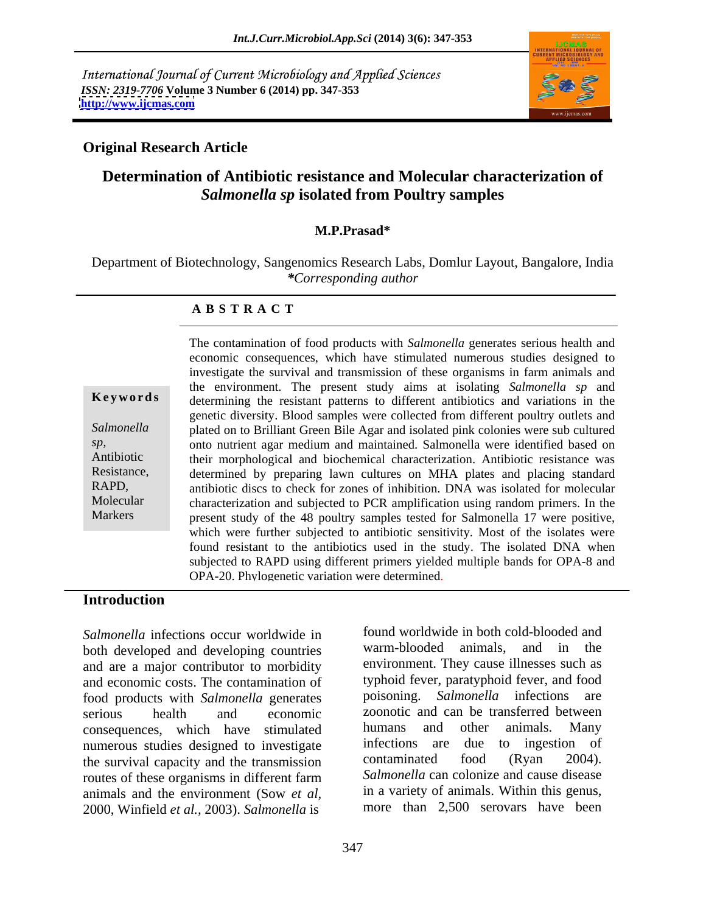International Journal of Current Microbiology and Applied Sciences
*ISSN: 2319-7706* **Volume 3 Number 6 (2014) pp. 347-353**
**http://www.ijcmas.com**

**Original Research Article**

# Determination of Antibiotic resistance and Molecular characterization of *Salmonella sp* isolated from Poultry samples

**M.P.Prasad***

Department of Biotechnology, Sangenomics Research Labs, Domlur Layout, Bangalore, India
****Corresponding author***

## A B S T R A C T

**Keywords**

*Salmonella sp*, Antibiotic Resistance, RAPD, Molecular Markers

The contamination of food products with *Salmonella* generates serious health and economic consequences, which have stimulated numerous studies designed to investigate the survival and transmission of these organisms in farm animals and the environment. The present study aims at isolating *Salmonella sp* and determining the resistant patterns to different antibiotics and variations in the genetic diversity. Blood samples were collected from different poultry outlets and plated on to Brilliant Green Bile Agar and isolated pink colonies were sub cultured onto nutrient agar medium and maintained. Salmonella were identified based on their morphological and biochemical characterization. Antibiotic resistance was determined by preparing lawn cultures on MHA plates and placing standard antibiotic discs to check for zones of inhibition. DNA was isolated for molecular characterization and subjected to PCR amplification using random primers. In the present study of the 48 poultry samples tested for Salmonella 17 were positive, which were further subjected to antibiotic sensitivity. Most of the isolates were found resistant to the antibiotics used in the study. The isolated DNA when subjected to RAPD using different primers yielded multiple bands for OPA-8 and OPA-20. Phylogenetic variation were determined.

## Introduction

*Salmonella* infections occur worldwide in both developed and developing countries and are a major contributor to morbidity and economic costs. The contamination of food products with *Salmonella* generates serious health and economic consequences, which have stimulated numerous studies designed to investigate the survival capacity and the transmission routes of these organisms in different farm animals and the environment (Sow *et al,* 2000, Winfield *et al.,* 2003). *Salmonella* is found worldwide in both cold-blooded and warm-blooded animals, and in the environment. They cause illnesses such as typhoid fever, paratyphoid fever, and food poisoning. *Salmonella* infections are zoonotic and can be transferred between humans and other animals. Many infections are due to ingestion of contaminated food (Ryan 2004). *Salmonella* can colonize and cause disease in a variety of animals. Within this genus, more than 2,500 serovars have been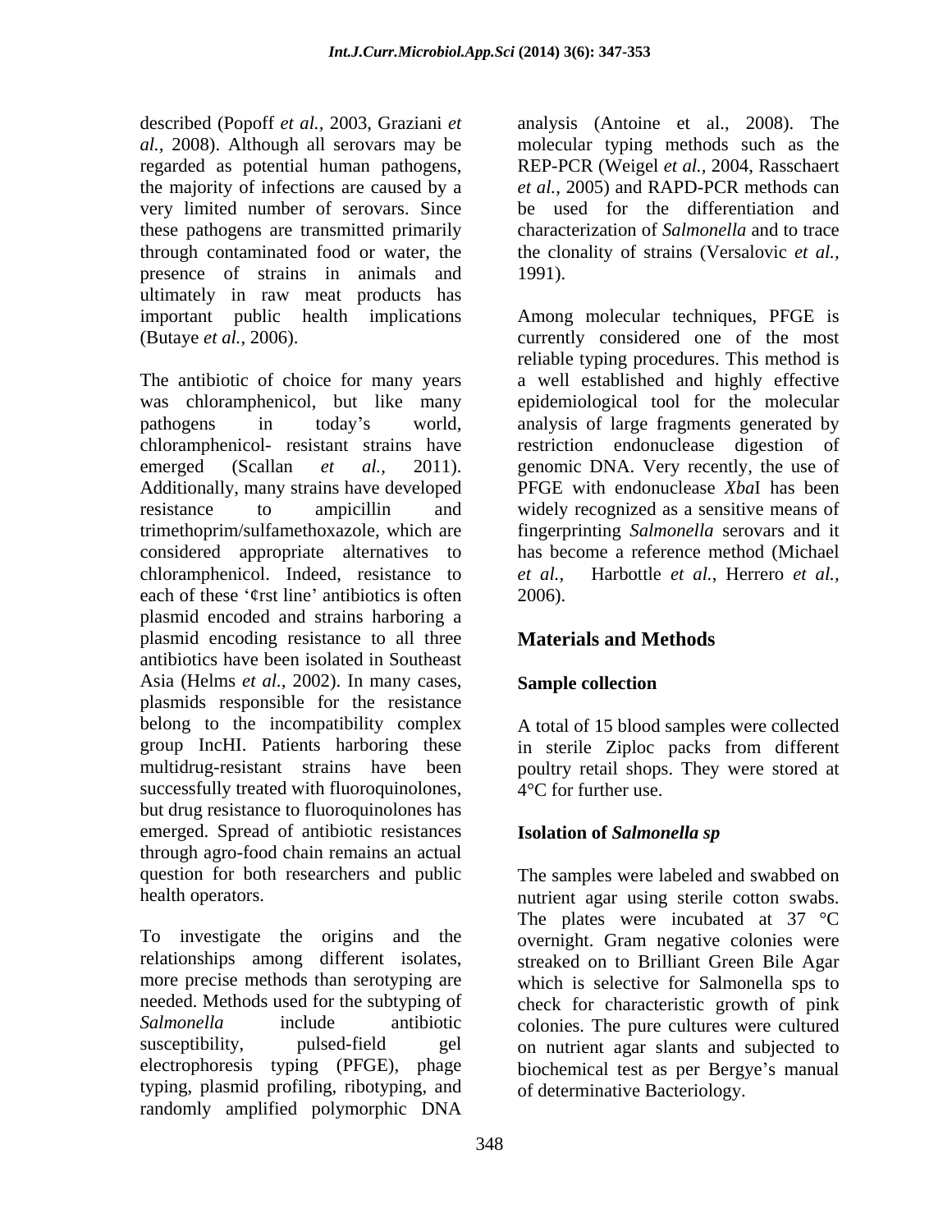described (Popoff *et al.,* 2003, Graziani *et al.,* 2008). Although all serovars may be regarded as potential human pathogens, the majority of infections are caused by a very limited number of serovars. Since these pathogens are transmitted primarily through contaminated food or water, the presence of strains in animals and ultimately in raw meat products has important public health implications (Butaye *et al.,* 2006).

The antibiotic of choice for many years was chloramphenicol, but like many pathogens in today's world, chloramphenicol- resistant strains have emerged (Scallan *et al.,* 2011). Additionally, many strains have developed resistance to ampicillin and trimethoprim/sulfamethoxazole, which are considered appropriate alternatives to chloramphenicol. Indeed, resistance to each of these '¢rst line' antibiotics is often plasmid encoded and strains harboring a plasmid encoding resistance to all three antibiotics have been isolated in Southeast Asia (Helms *et al.,* 2002). In many cases, plasmids responsible for the resistance belong to the incompatibility complex group IncHI. Patients harboring these multidrug-resistant strains have been successfully treated with fluoroquinolones, but drug resistance to fluoroquinolones has emerged. Spread of antibiotic resistances through agro-food chain remains an actual question for both researchers and public health operators.

To investigate the origins and the relationships among different isolates, more precise methods than serotyping are needed. Methods used for the subtyping of *Salmonella* include antibiotic susceptibility, pulsed-field gel electrophoresis typing (PFGE), phage typing, plasmid profiling, ribotyping, and randomly amplified polymorphic DNA analysis (Antoine et al., 2008). The molecular typing methods such as the REP-PCR (Weigel *et al.,* 2004, Rasschaert *et al.,* 2005) and RAPD-PCR methods can be used for the differentiation and characterization of *Salmonella* and to trace the clonality of strains (Versalovic *et al.,* 1991).

Among molecular techniques, PFGE is currently considered one of the most reliable typing procedures. This method is a well established and highly effective epidemiological tool for the molecular analysis of large fragments generated by restriction endonuclease digestion of genomic DNA. Very recently, the use of PFGE with endonuclease *Xba*I has been widely recognized as a sensitive means of fingerprinting *Salmonella* serovars and it has become a reference method (Michael *et al.,* Harbottle *et al.*, Herrero *et al.,* 2006).

## Materials and Methods

### Sample collection

A total of 15 blood samples were collected in sterile Ziploc packs from different poultry retail shops. They were stored at 4°C for further use.

### Isolation of *Salmonella sp*

The samples were labeled and swabbed on nutrient agar using sterile cotton swabs. The plates were incubated at 37 °C overnight. Gram negative colonies were streaked on to Brilliant Green Bile Agar which is selective for Salmonella sps to check for characteristic growth of pink colonies. The pure cultures were cultured on nutrient agar slants and subjected to biochemical test as per Bergye's manual of determinative Bacteriology.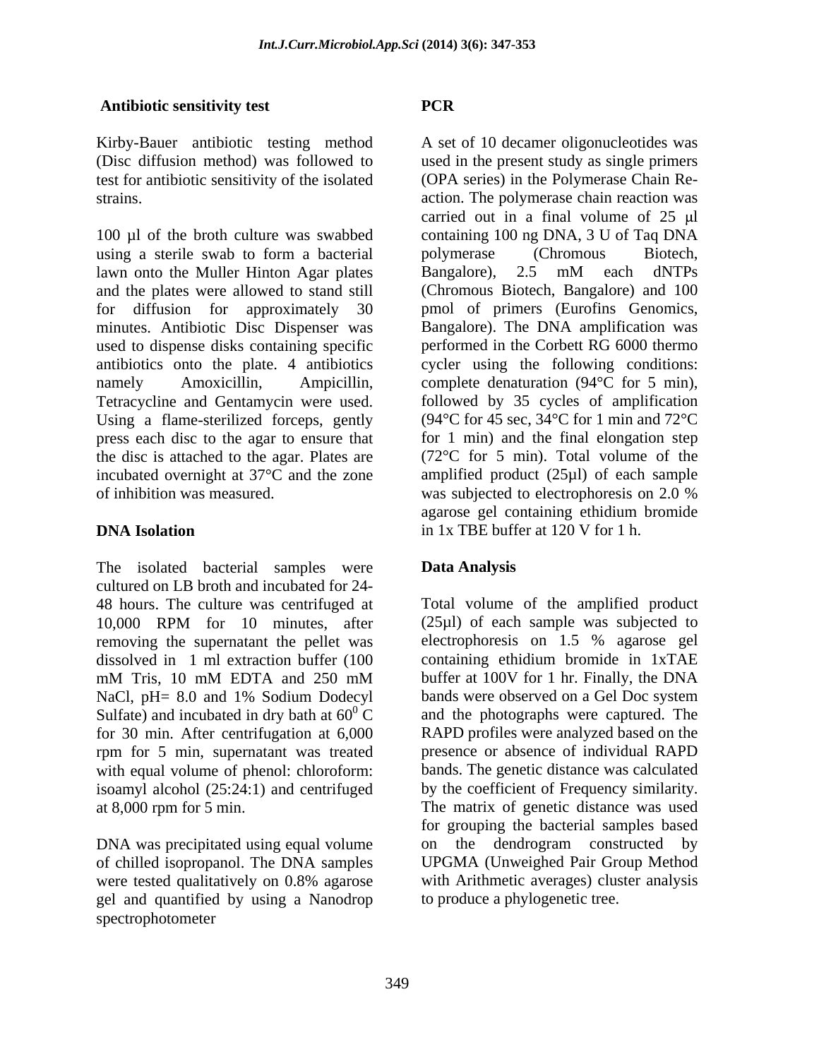## Antibiotic sensitivity test

Kirby-Bauer antibiotic testing method (Disc diffusion method) was followed to test for antibiotic sensitivity of the isolated strains.

100 µl of the broth culture was swabbed using a sterile swab to form a bacterial lawn onto the Muller Hinton Agar plates and the plates were allowed to stand still for diffusion for approximately 30 minutes. Antibiotic Disc Dispenser was used to dispense disks containing specific antibiotics onto the plate. 4 antibiotics namely Amoxicillin, Ampicillin, Tetracycline and Gentamycin were used. Using a flame-sterilized forceps, gently press each disc to the agar to ensure that the disc is attached to the agar. Plates are incubated overnight at 37°C and the zone of inhibition was measured.

## DNA Isolation

The isolated bacterial samples were cultured on LB broth and incubated for 24-48 hours. The culture was centrifuged at 10,000 RPM for 10 minutes, after removing the supernatant the pellet was dissolved in 1 ml extraction buffer (100 mM Tris, 10 mM EDTA and 250 mM NaCl, pH= 8.0 and 1% Sodium Dodecyl Sulfate) and incubated in dry bath at $60^0$ C for 30 min. After centrifugation at 6,000 rpm for 5 min, supernatant was treated with equal volume of phenol: chloroform: isoamyl alcohol (25:24:1) and centrifuged at 8,000 rpm for 5 min.

DNA was precipitated using equal volume of chilled isopropanol. The DNA samples were tested qualitatively on 0.8% agarose gel and quantified by using a Nanodrop spectrophotometer

## PCR

A set of 10 decamer oligonucleotides was used in the present study as single primers (OPA series) in the Polymerase Chain Reaction. The polymerase chain reaction was carried out in a final volume of 25 µl containing 100 ng DNA, 3 U of Taq DNA polymerase (Chromous Biotech, Bangalore), 2.5 mM each dNTPs (Chromous Biotech, Bangalore) and 100 pmol of primers (Eurofins Genomics, Bangalore). The DNA amplification was performed in the Corbett RG 6000 thermo cycler using the following conditions: complete denaturation (94°C for 5 min), followed by 35 cycles of amplification (94°C for 45 sec, 34°C for 1 min and 72°C for 1 min) and the final elongation step (72°C for 5 min). Total volume of the amplified product (25µl) of each sample was subjected to electrophoresis on 2.0 % agarose gel containing ethidium bromide in 1x TBE buffer at 120 V for 1 h.

## Data Analysis

Total volume of the amplified product (25µl) of each sample was subjected to electrophoresis on 1.5 % agarose gel containing ethidium bromide in 1xTAE buffer at 100V for 1 hr. Finally, the DNA bands were observed on a Gel Doc system and the photographs were captured. The RAPD profiles were analyzed based on the presence or absence of individual RAPD bands. The genetic distance was calculated by the coefficient of Frequency similarity. The matrix of genetic distance was used for grouping the bacterial samples based on the dendrogram constructed by UPGMA (Unweighed Pair Group Method with Arithmetic averages) cluster analysis to produce a phylogenetic tree.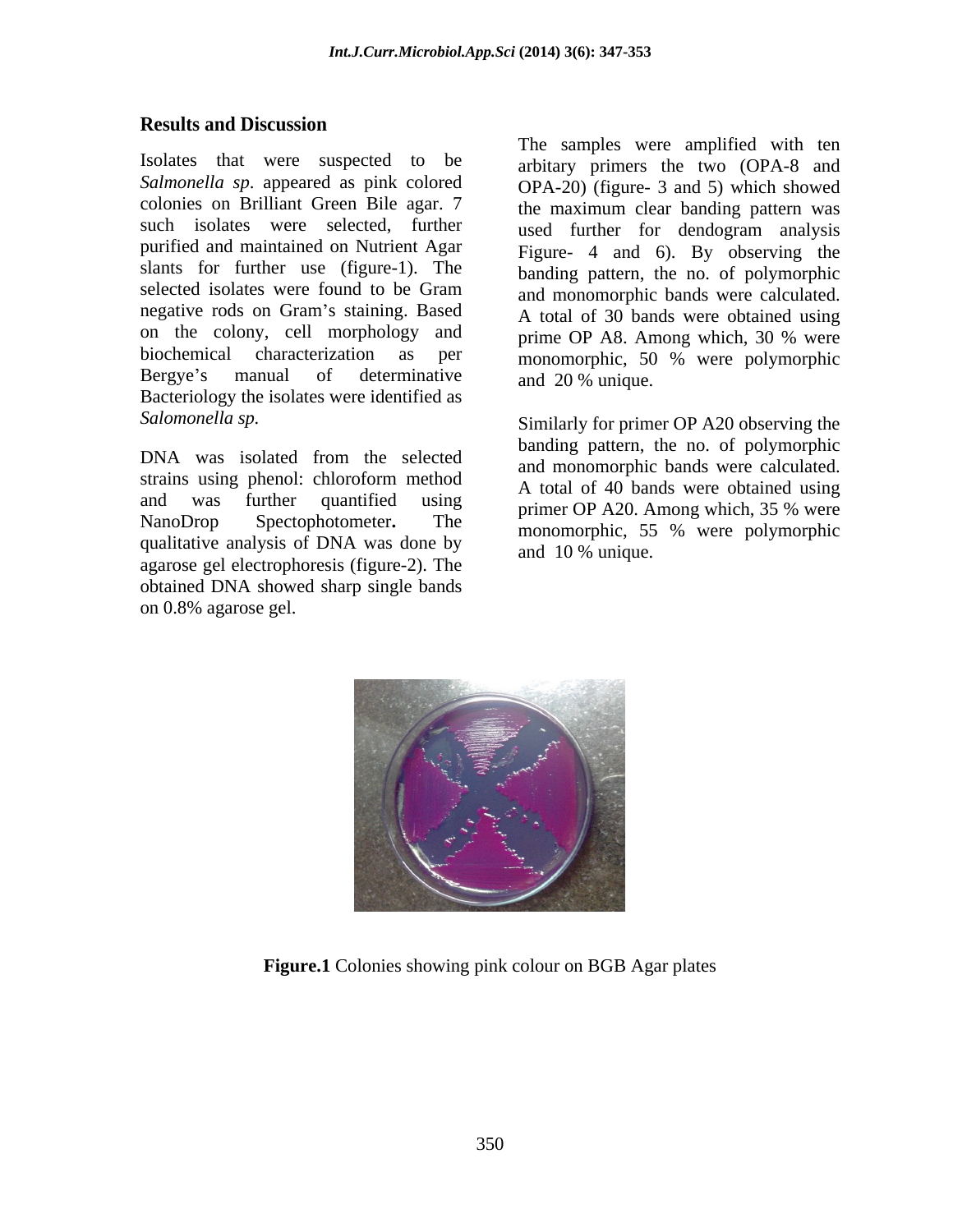## Results and Discussion

Isolates that were suspected to be *Salmonella sp*. appeared as pink colored colonies on Brilliant Green Bile agar. 7 such isolates were selected, further purified and maintained on Nutrient Agar slants for further use (figure-1). The selected isolates were found to be Gram negative rods on Gram's staining. Based on the colony, cell morphology and biochemical characterization as per Bergye's manual of determinative Bacteriology the isolates were identified as *Salomonella sp.*

DNA was isolated from the selected strains using phenol: chloroform method and was further quantified using NanoDrop Spectophotometer**.** The qualitative analysis of DNA was done by agarose gel electrophoresis (figure-2). The obtained DNA showed sharp single bands on 0.8% agarose gel.

The samples were amplified with ten arbitary primers the two (OPA-8 and OPA-20) (figure- 3 and 5) which showed the maximum clear banding pattern was used further for dendogram analysis Figure- 4 and 6). By observing the banding pattern, the no. of polymorphic and monomorphic bands were calculated. A total of 30 bands were obtained using prime OP A8. Among which, 30 % were monomorphic, 50 % were polymorphic and 20 % unique.

Similarly for primer OP A20 observing the banding pattern, the no. of polymorphic and monomorphic bands were calculated. A total of 40 bands were obtained using primer OP A20. Among which, 35 % were monomorphic, 55 % were polymorphic and 10 % unique.

**Figure.1** Colonies showing pink colour on BGB Agar plates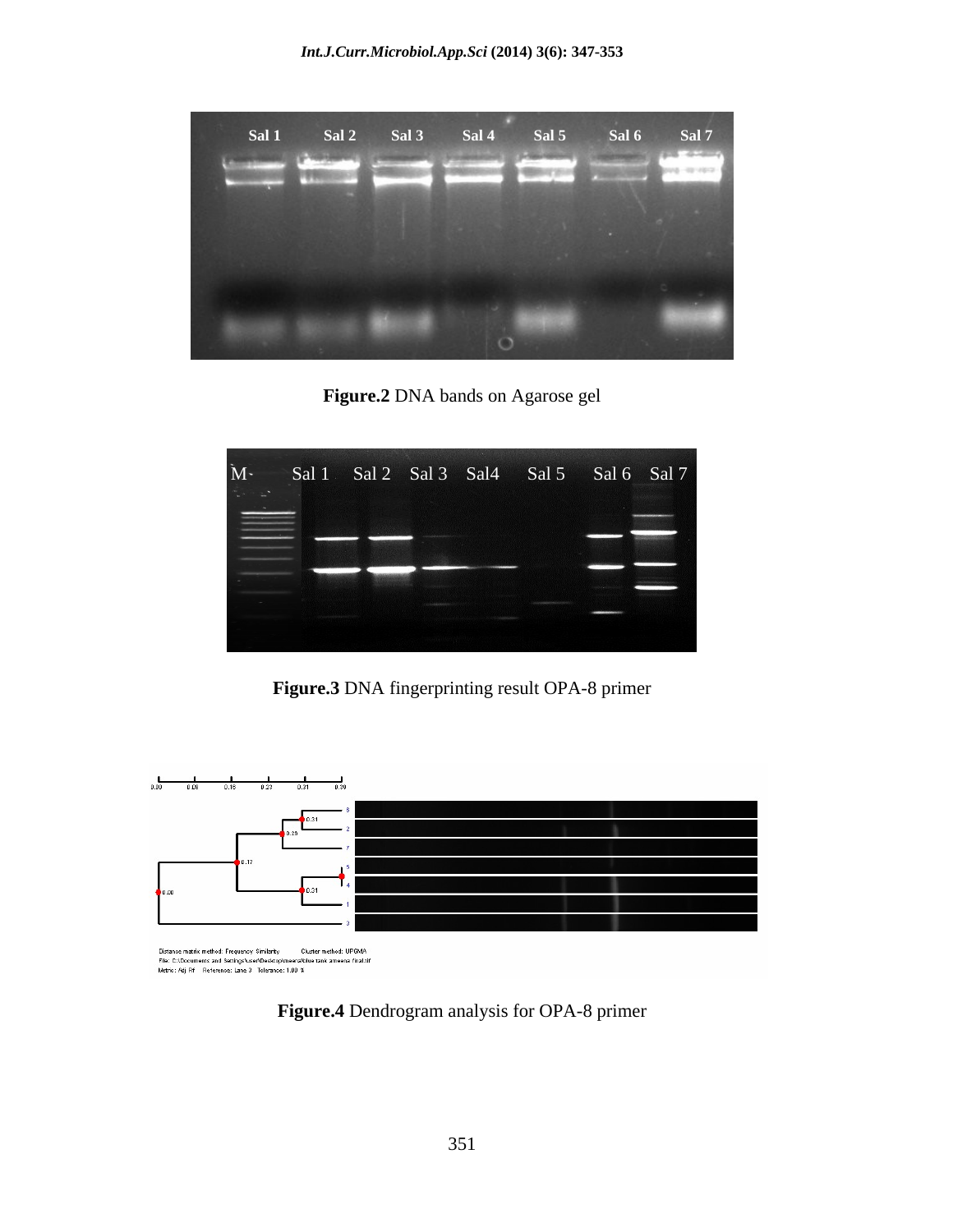Figure.2 DNA bands on Agarose gel

Figure.3 DNA fingerprinting result OPA-8 primer

Figure.4 Dendrogram analysis for OPA-8 primer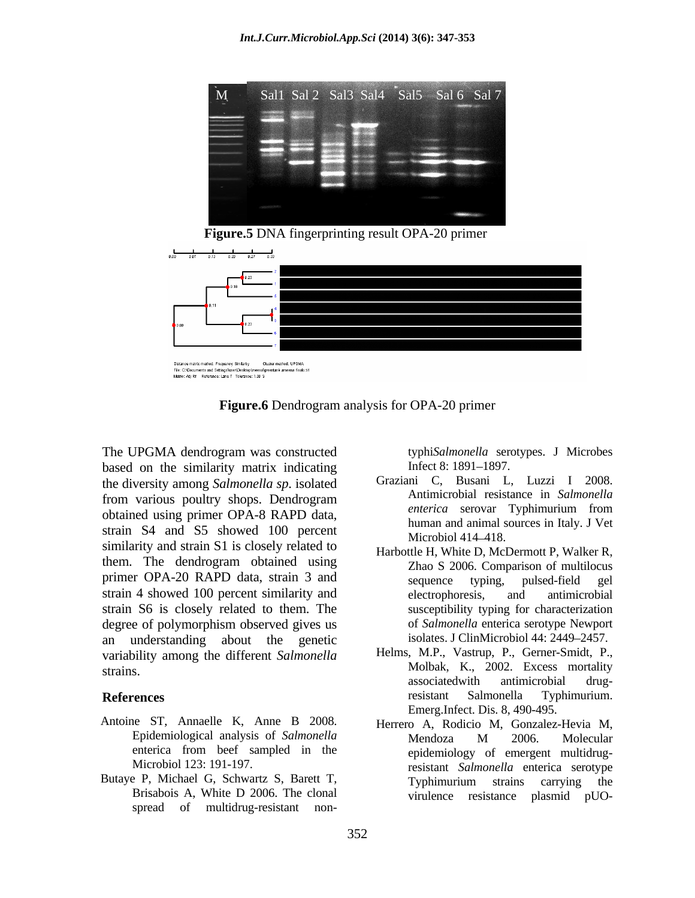**Figure.5** DNA fingerprinting result OPA-20 primer

**Figure.6** Dendrogram analysis for OPA-20 primer

The UPGMA dendrogram was constructed based on the similarity matrix indicating the diversity among *Salmonella sp*. isolated from various poultry shops. Dendrogram obtained using primer OPA-8 RAPD data, strain S4 and S5 showed 100 percent similarity and strain S1 is closely related to them. The dendrogram obtained using primer OPA-20 RAPD data, strain 3 and strain 4 showed 100 percent similarity and strain S6 is closely related to them. The degree of polymorphism observed gives us an understanding about the genetic variability among the different *Salmonella* strains.

## References

Antoine ST, Annaelle K, Anne B 2008. Epidemiological analysis of *Salmonella* enterica from beef sampled in the Microbiol 123: 191-197.

Butaye P, Michael G, Schwartz S, Barett T, Brisabois A, White D 2006. The clonal spread of multidrug-resistant non-typhi*Salmonella* serotypes. J Microbes Infect 8: 1891–1897.

Graziani C, Busani L, Luzzi I 2008. Antimicrobial resistance in *Salmonella enterica* serovar Typhimurium from human and animal sources in Italy. J Vet Microbiol 414–418.

Harbottle H, White D, McDermott P, Walker R, Zhao S 2006. Comparison of multilocus sequence typing, pulsed-field gel electrophoresis, and antimicrobial susceptibility typing for characterization of *Salmonella* enterica serotype Newport isolates. J ClinMicrobiol 44: 2449–2457.

Helms, M.P., Vastrup, P., Gerner-Smidt, P., Molbak, K., 2002. Excess mortality associatedwith antimicrobial drug-resistant Salmonella Typhimurium. Emerg.Infect. Dis. 8, 490-495.

Herrero A, Rodicio M, Gonzalez-Hevia M, Mendoza M 2006. Molecular epidemiology of emergent multidrug-resistant *Salmonella* enterica serotype Typhimurium strains carrying the virulence resistance plasmid pUO-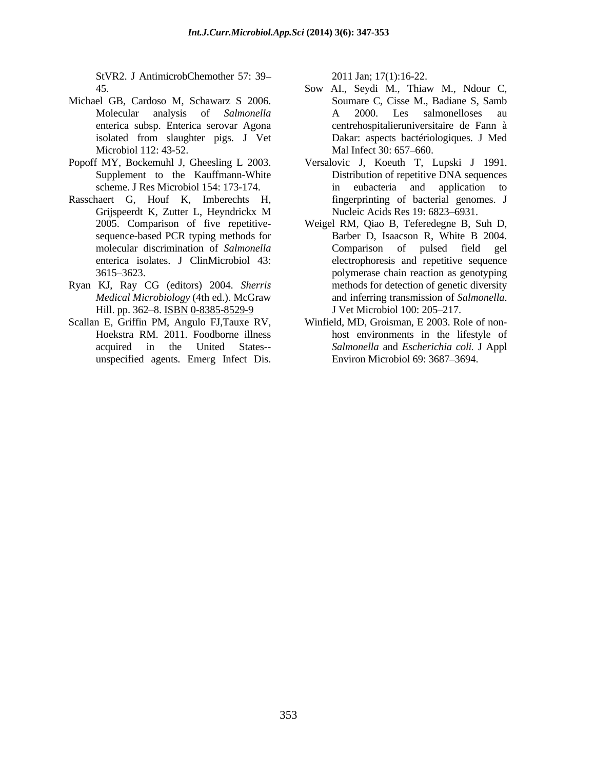StVR2. J AntimicrobChemother 57: 39–45.

Michael GB, Cardoso M, Schawarz S 2006. Molecular analysis of *Salmonella* enterica subsp. Enterica serovar Agona isolated from slaughter pigs. J Vet Microbiol 112: 43-52.

Popoff MY, Bockemuhl J, Gheesling L 2003. Supplement to the Kauffmann-White scheme. J Res Microbiol 154: 173-174.

Rasschaert G, Houf K, Imberechts H, Grijspeerdt K, Zutter L, Heyndrickx M 2005. Comparison of five repetitive-sequence-based PCR typing methods for molecular discrimination of *Salmonella* enterica isolates. J ClinMicrobiol 43: 3615–3623.

Ryan KJ, Ray CG (editors) 2004. *Sherris Medical Microbiology* (4th ed.). McGraw Hill. pp. 362–8. ISBN 0-8385-8529-9

Scallan E, Griffin PM, Angulo FJ,Tauxe RV, Hoekstra RM. 2011. Foodborne illness acquired in the United States--unspecified agents. Emerg Infect Dis. 2011 Jan; 17(1):16-22.

Sow AI., Seydi M., Thiaw M., Ndour C, Soumare C, Cisse M., Badiane S, Samb A 2000. Les salmonelloses au centrehospitalieruniversitaire de Fann à Dakar: aspects bactériologiques. J Med Mal Infect 30: 657–660.

Versalovic J, Koeuth T, Lupski J 1991. Distribution of repetitive DNA sequences in eubacteria and application to fingerprinting of bacterial genomes. J Nucleic Acids Res 19: 6823–6931.

Weigel RM, Qiao B, Teferedegne B, Suh D, Barber D, Isaacson R, White B 2004. Comparison of pulsed field gel electrophoresis and repetitive sequence polymerase chain reaction as genotyping methods for detection of genetic diversity and inferring transmission of *Salmonella*. J Vet Microbiol 100: 205–217.

Winfield, MD, Groisman, E 2003. Role of non-host environments in the lifestyle of *Salmonella* and *Escherichia coli.* J Appl Environ Microbiol 69: 3687–3694.